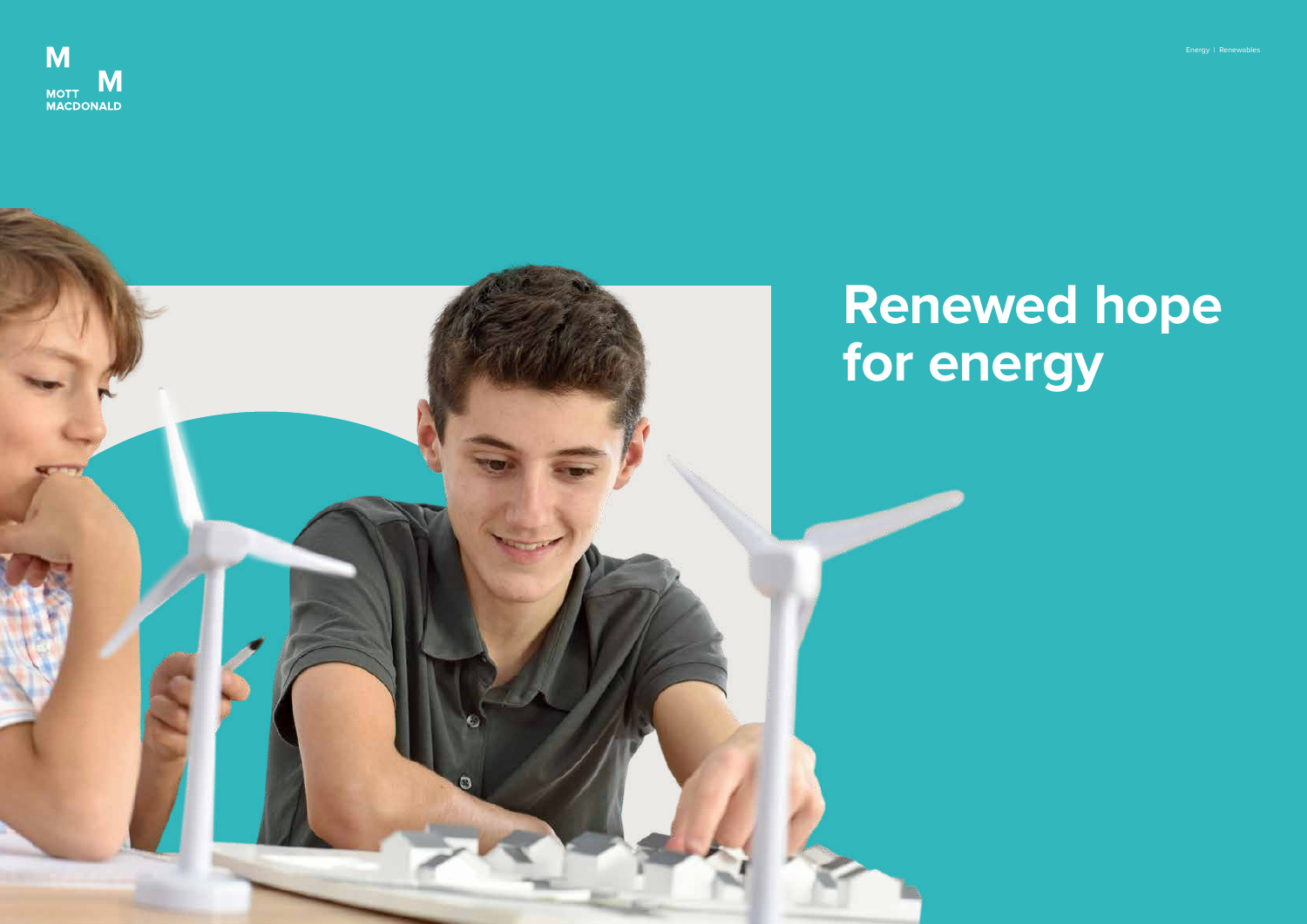MOTT MACDONALD

Energy | Renewables

# Renewed hope for energy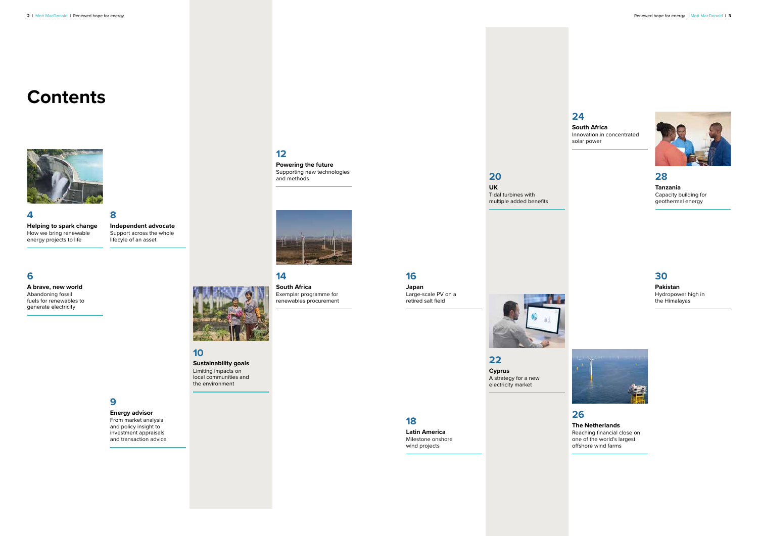# Contents

**4**
**Helping to spark change**
How we bring renewable energy projects to life

**6**
**A brave, new world**
Abandoning fossil fuels for renewables to generate electricity

**8**
**Independent advocate**
Support across the whole lifecycle of an asset

**9**
**Energy advisor**
From market analysis and policy insight to investment appraisals and transaction advice

**10**
**Sustainability goals**
Limiting impacts on local communities and the environment

**12**
**Powering the future**
Supporting new technologies and methods

**14**
**South Africa**
Exemplar programme for renewables procurement

**16**
**Japan**
Large-scale PV on a retired salt field

**18**
**Latin America**
Milestone onshore wind projects

**20**
**UK**
Tidal turbines with multiple added benefits

**22**
**Cyprus**
A strategy for a new electricity market

**24**
**South Africa**
Innovation in concentrated solar power

**26**
**The Netherlands**
Reaching financial close on one of the world's largest offshore wind farms

**28**
**Tanzania**
Capacity building for geothermal energy

**30**
**Pakistan**
Hydropower high in the Himalayas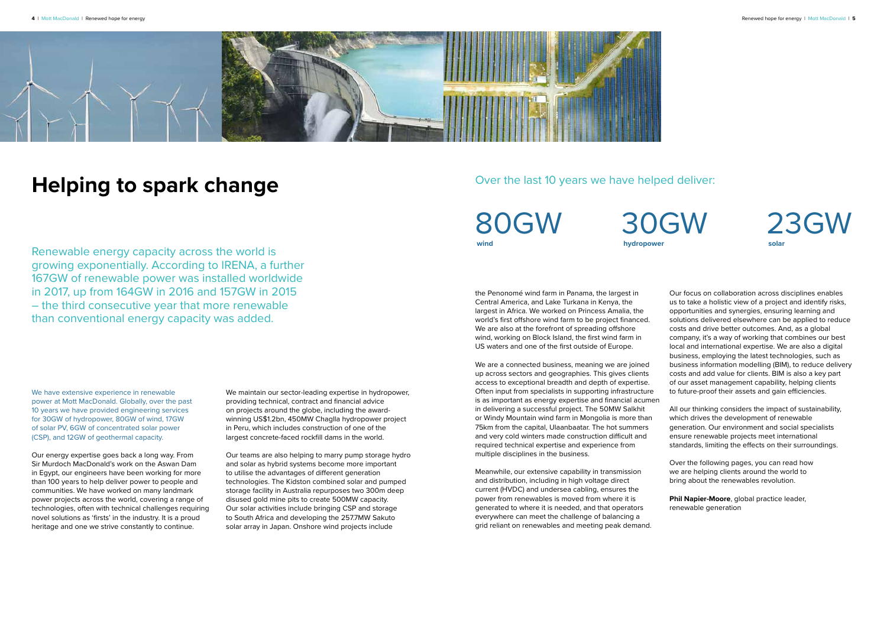# Helping to spark change

Renewable energy capacity across the world is growing exponentially. According to IRENA, a further 167GW of renewable power was installed worldwide in 2017, up from 164GW in 2016 and 157GW in 2015 – the third consecutive year that more renewable than conventional energy capacity was added.

We have extensive experience in renewable power at Mott MacDonald. Globally, over the past 10 years we have provided engineering services for 30GW of hydropower, 80GW of wind, 17GW of solar PV, 6GW of concentrated solar power (CSP), and 12GW of geothermal capacity.

Our energy expertise goes back a long way. From Sir Murdoch MacDonald's work on the Aswan Dam in Egypt, our engineers have been working for more than 100 years to help deliver power to people and communities. We have worked on many landmark power projects across the world, covering a range of technologies, often with technical challenges requiring novel solutions as 'firsts' in the industry. It is a proud heritage and one we strive constantly to continue.

We maintain our sector-leading expertise in hydropower, providing technical, contract and financial advice on projects around the globe, including the award-winning US$1.2bn, 450MW Chaglla hydropower project in Peru, which includes construction of one of the largest concrete-faced rockfill dams in the world.

Our teams are also helping to marry pump storage hydro and solar as hybrid systems become more important to utilise the advantages of different generation technologies. The Kidston combined solar and pumped storage facility in Australia repurposes two 300m deep disused gold mine pits to create 500MW capacity. Our solar activities include bringing CSP and storage to South Africa and developing the 257.7MW Sakuto solar array in Japan. Onshore wind projects include the Penonomé wind farm in Panama, the largest in Central America, and Lake Turkana in Kenya, the largest in Africa. We worked on Princess Amalia, the world's first offshore wind farm to be project financed. We are also at the forefront of spreading offshore wind, working on Block Island, the first wind farm in US waters and one of the first outside of Europe.

We are a connected business, meaning we are joined up across sectors and geographies. This gives clients access to exceptional breadth and depth of expertise. Often input from specialists in supporting infrastructure is as important as energy expertise and financial acumen in delivering a successful project. The 50MW Salkhit or Windy Mountain wind farm in Mongolia is more than 75km from the capital, Ulaanbaatar. The hot summers and very cold winters made construction difficult and required technical expertise and experience from multiple disciplines in the business.

Meanwhile, our extensive capability in transmission and distribution, including in high voltage direct current (HVDC) and undersea cabling, ensures the power from renewables is moved from where it is generated to where it is needed, and that operators everywhere can meet the challenge of balancing a grid reliant on renewables and meeting peak demand.

Our focus on collaboration across disciplines enables us to take a holistic view of a project and identify risks, opportunities and synergies, ensuring learning and solutions delivered elsewhere can be applied to reduce costs and drive better outcomes. And, as a global company, it's a way of working that combines our best local and international expertise. We are also a digital business, employing the latest technologies, such as business information modelling (BIM), to reduce delivery costs and add value for clients. BIM is also a key part of our asset management capability, helping clients to future-proof their assets and gain efficiencies.

All our thinking considers the impact of sustainability, which drives the development of renewable generation. Our environment and social specialists ensure renewable projects meet international standards, limiting the effects on their surroundings.

Over the following pages, you can read how we are helping clients around the world to bring about the renewables revolution.

**Phil Napier-Moore**, global practice leader, renewable generation

## Over the last 10 years we have helped deliver:

**80GW** wind

**30GW** hydropower

**23GW** solar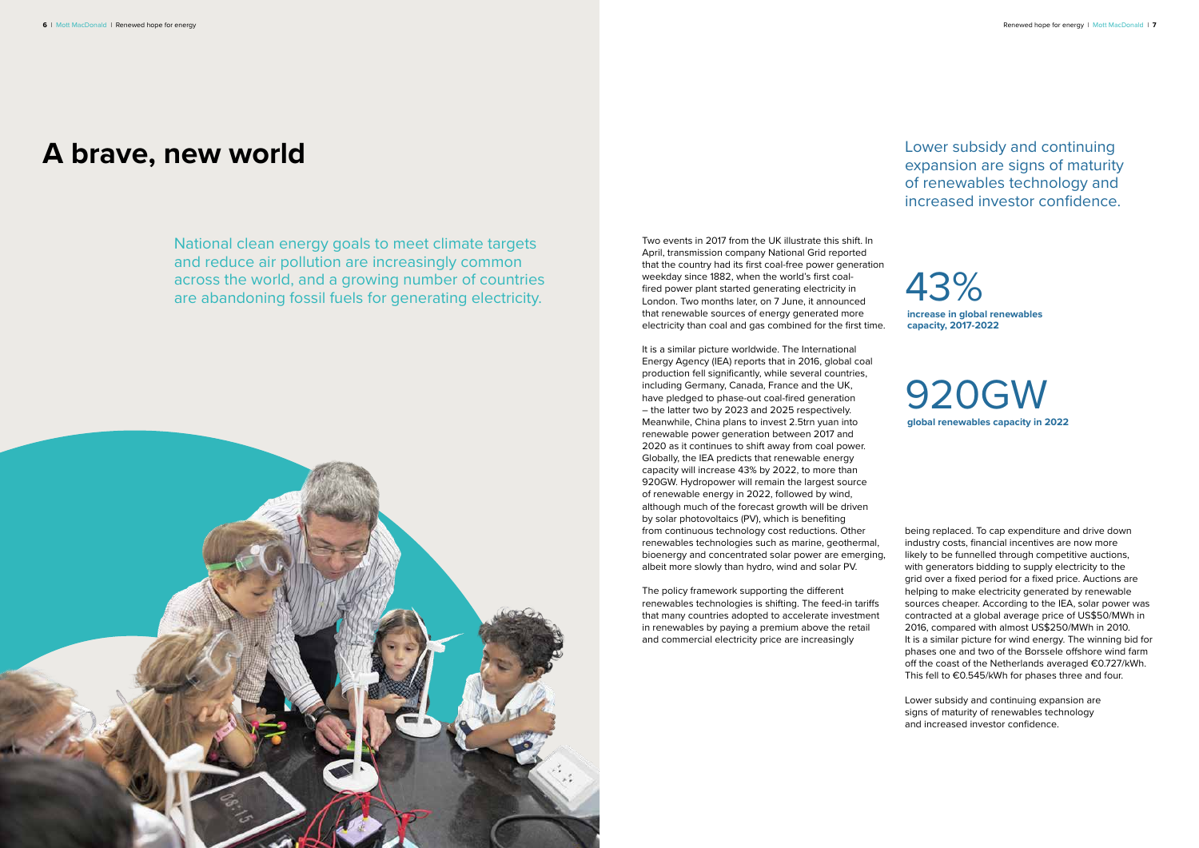# A brave, new world

National clean energy goals to meet climate targets and reduce air pollution are increasingly common across the world, and a growing number of countries are abandoning fossil fuels for generating electricity.

Two events in 2017 from the UK illustrate this shift. In April, transmission company National Grid reported that the country had its first coal-free power generation weekday since 1882, when the world's first coal-fired power plant started generating electricity in London. Two months later, on 7 June, it announced that renewable sources of energy generated more electricity than coal and gas combined for the first time.

It is a similar picture worldwide. The International Energy Agency (IEA) reports that in 2016, global coal production fell significantly, while several countries, including Germany, Canada, France and the UK, have pledged to phase-out coal-fired generation – the latter two by 2023 and 2025 respectively. Meanwhile, China plans to invest 2.5trn yuan into renewable power generation between 2017 and 2020 as it continues to shift away from coal power. Globally, the IEA predicts that renewable energy capacity will increase 43% by 2022, to more than 920GW. Hydropower will remain the largest source of renewable energy in 2022, followed by wind, although much of the forecast growth will be driven by solar photovoltaics (PV), which is benefiting from continuous technology cost reductions. Other renewables technologies such as marine, geothermal, bioenergy and concentrated solar power are emerging, albeit more slowly than hydro, wind and solar PV.

The policy framework supporting the different renewables technologies is shifting. The feed-in tariffs that many countries adopted to accelerate investment in renewables by paying a premium above the retail and commercial electricity price are increasingly being replaced. To cap expenditure and drive down industry costs, financial incentives are now more likely to be funnelled through competitive auctions, with generators bidding to supply electricity to the grid over a fixed period for a fixed price. Auctions are helping to make electricity generated by renewable sources cheaper. According to the IEA, solar power was contracted at a global average price of US$50/MWh in 2016, compared with almost US$250/MWh in 2010. It is a similar picture for wind energy. The winning bid for phases one and two of the Borssele offshore wind farm off the coast of the Netherlands averaged €0.727/kWh. This fell to €0.545/kWh for phases three and four.

Lower subsidy and continuing expansion are signs of maturity of renewables technology and increased investor confidence.

Lower subsidy and continuing expansion are signs of maturity of renewables technology and increased investor confidence.

43%
**increase in global renewables capacity, 2017-2022**

920GW
**global renewables capacity in 2022**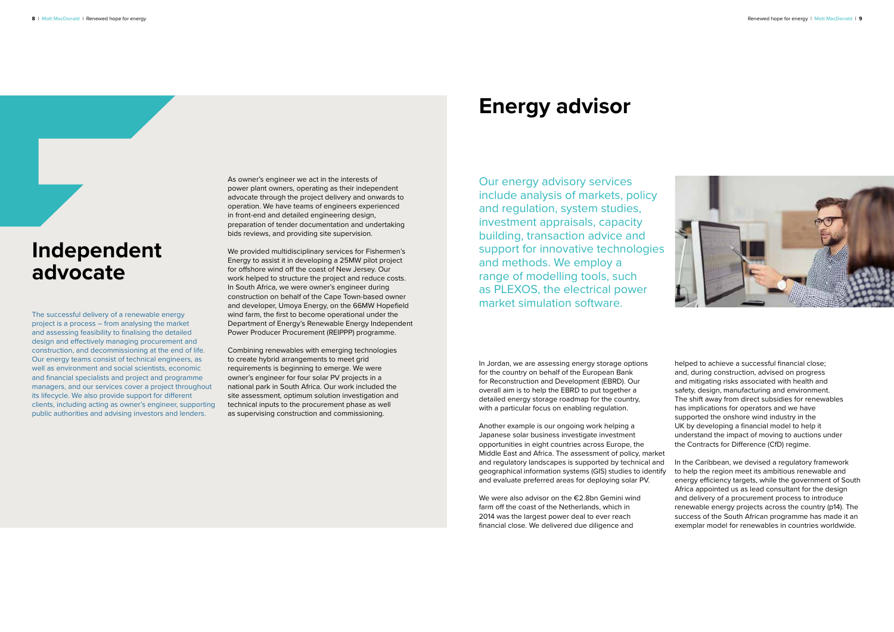# Independent advocate

The successful delivery of a renewable energy project is a process – from analysing the market and assessing feasibility to finalising the detailed design and effectively managing procurement and construction, and decommissioning at the end of life. Our energy teams consist of technical engineers, as well as environment and social scientists, economic and financial specialists and project and programme managers, and our services cover a project throughout its lifecycle. We also provide support for different clients, including acting as owner's engineer, supporting public authorities and advising investors and lenders.

As owner's engineer we act in the interests of power plant owners, operating as their independent advocate through the project delivery and onwards to operation. We have teams of engineers experienced in front-end and detailed engineering design, preparation of tender documentation and undertaking bids reviews, and providing site supervision.

We provided multidisciplinary services for Fishermen's Energy to assist it in developing a 25MW pilot project for offshore wind off the coast of New Jersey. Our work helped to structure the project and reduce costs. In South Africa, we were owner's engineer during construction on behalf of the Cape Town-based owner and developer, Umoya Energy, on the 66MW Hopefield wind farm, the first to become operational under the Department of Energy's Renewable Energy Independent Power Producer Procurement (REIPPP) programme.

Combining renewables with emerging technologies to create hybrid arrangements to meet grid requirements is beginning to emerge. We were owner's engineer for four solar PV projects in a national park in South Africa. Our work included the site assessment, optimum solution investigation and technical inputs to the procurement phase as well as supervising construction and commissioning.

# Energy advisor

Our energy advisory services include analysis of markets, policy and regulation, system studies, investment appraisals, capacity building, transaction advice and support for innovative technologies and methods. We employ a range of modelling tools, such as PLEXOS, the electrical power market simulation software.

In Jordan, we are assessing energy storage options for the country on behalf of the European Bank for Reconstruction and Development (EBRD). Our overall aim is to help the EBRD to put together a detailed energy storage roadmap for the country, with a particular focus on enabling regulation.

Another example is our ongoing work helping a Japanese solar business investigate investment opportunities in eight countries across Europe, the Middle East and Africa. The assessment of policy, market and regulatory landscapes is supported by technical and geographical information systems (GIS) studies to identify and evaluate preferred areas for deploying solar PV.

We were also advisor on the €2.8bn Gemini wind farm off the coast of the Netherlands, which in 2014 was the largest power deal to ever reach financial close. We delivered due diligence and helped to achieve a successful financial close; and, during construction, advised on progress and mitigating risks associated with health and safety, design, manufacturing and environment. The shift away from direct subsidies for renewables has implications for operators and we have supported the onshore wind industry in the UK by developing a financial model to help it understand the impact of moving to auctions under the Contracts for Difference (CfD) regime.

In the Caribbean, we devised a regulatory framework to help the region meet its ambitious renewable and energy efficiency targets, while the government of South Africa appointed us as lead consultant for the design and delivery of a procurement process to introduce renewable energy projects across the country (p14). The success of the South African programme has made it an exemplar model for renewables in countries worldwide.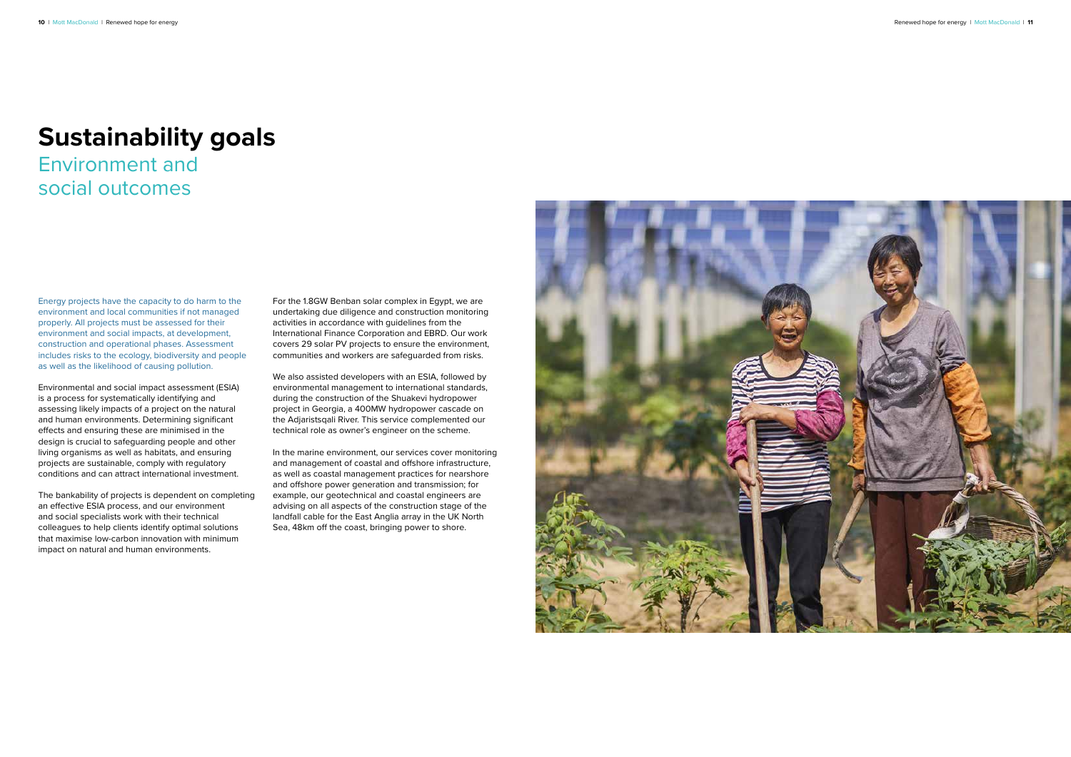# Sustainability goals

## Environment and social outcomes

Energy projects have the capacity to do harm to the environment and local communities if not managed properly. All projects must be assessed for their environment and social impacts, at development, construction and operational phases. Assessment includes risks to the ecology, biodiversity and people as well as the likelihood of causing pollution.

Environmental and social impact assessment (ESIA) is a process for systematically identifying and assessing likely impacts of a project on the natural and human environments. Determining significant effects and ensuring these are minimised in the design is crucial to safeguarding people and other living organisms as well as habitats, and ensuring projects are sustainable, comply with regulatory conditions and can attract international investment.

The bankability of projects is dependent on completing an effective ESIA process, and our environment and social specialists work with their technical colleagues to help clients identify optimal solutions that maximise low-carbon innovation with minimum impact on natural and human environments.

For the 1.8GW Benban solar complex in Egypt, we are undertaking due diligence and construction monitoring activities in accordance with guidelines from the International Finance Corporation and EBRD. Our work covers 29 solar PV projects to ensure the environment, communities and workers are safeguarded from risks.

We also assisted developers with an ESIA, followed by environmental management to international standards, during the construction of the Shuakevi hydropower project in Georgia, a 400MW hydropower cascade on the Adjaristsqali River. This service complemented our technical role as owner's engineer on the scheme.

In the marine environment, our services cover monitoring and management of coastal and offshore infrastructure, as well as coastal management practices for nearshore and offshore power generation and transmission; for example, our geotechnical and coastal engineers are advising on all aspects of the construction stage of the landfall cable for the East Anglia array in the UK North Sea, 48km off the coast, bringing power to shore.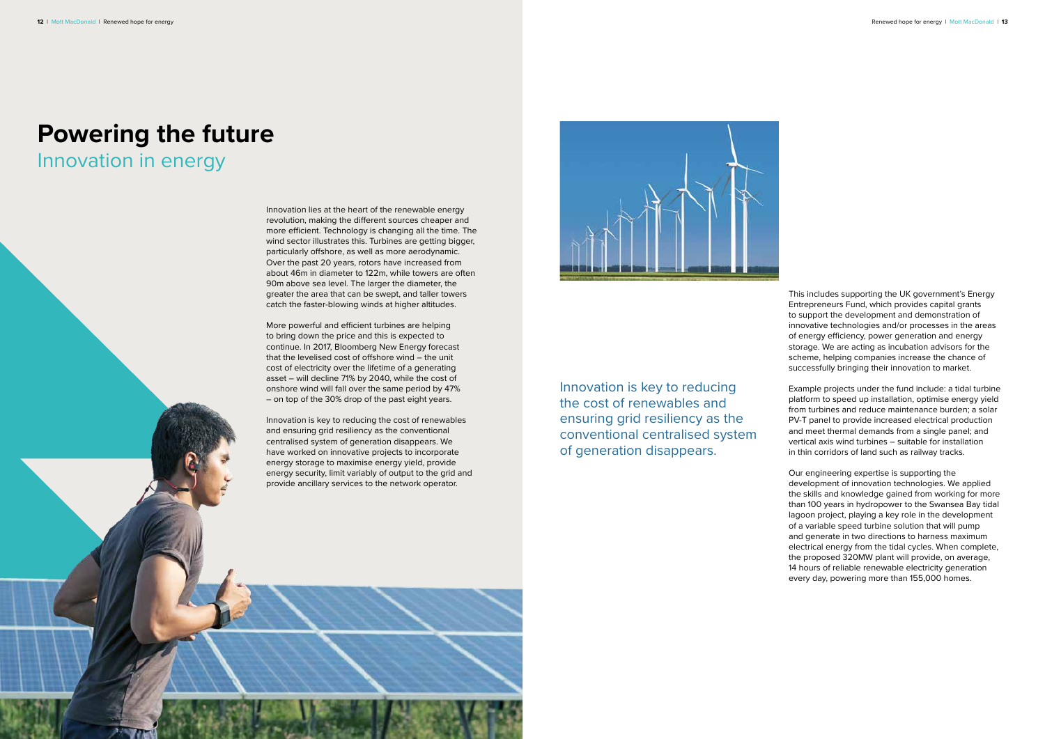# Powering the future

## Innovation in energy

Innovation lies at the heart of the renewable energy revolution, making the different sources cheaper and more efficient. Technology is changing all the time. The wind sector illustrates this. Turbines are getting bigger, particularly offshore, as well as more aerodynamic. Over the past 20 years, rotors have increased from about 46m in diameter to 122m, while towers are often 90m above sea level. The larger the diameter, the greater the area that can be swept, and taller towers catch the faster-blowing winds at higher altitudes.

More powerful and efficient turbines are helping to bring down the price and this is expected to continue. In 2017, Bloomberg New Energy forecast that the levelised cost of offshore wind – the unit cost of electricity over the lifetime of a generating asset – will decline 71% by 2040, while the cost of onshore wind will fall over the same period by 47% – on top of the 30% drop of the past eight years.

Innovation is key to reducing the cost of renewables and ensuring grid resiliency as the conventional centralised system of generation disappears. We have worked on innovative projects to incorporate energy storage to maximise energy yield, provide energy security, limit variably of output to the grid and provide ancillary services to the network operator.

Innovation is key to reducing the cost of renewables and ensuring grid resiliency as the conventional centralised system of generation disappears.

This includes supporting the UK government's Energy Entrepreneurs Fund, which provides capital grants to support the development and demonstration of innovative technologies and/or processes in the areas of energy efficiency, power generation and energy storage. We are acting as incubation advisors for the scheme, helping companies increase the chance of successfully bringing their innovation to market.

Example projects under the fund include: a tidal turbine platform to speed up installation, optimise energy yield from turbines and reduce maintenance burden; a solar PV-T panel to provide increased electrical production and meet thermal demands from a single panel; and vertical axis wind turbines – suitable for installation in thin corridors of land such as railway tracks.

Our engineering expertise is supporting the development of innovation technologies. We applied the skills and knowledge gained from working for more than 100 years in hydropower to the Swansea Bay tidal lagoon project, playing a key role in the development of a variable speed turbine solution that will pump and generate in two directions to harness maximum electrical energy from the tidal cycles. When complete, the proposed 320MW plant will provide, on average, 14 hours of reliable renewable electricity generation every day, powering more than 155,000 homes.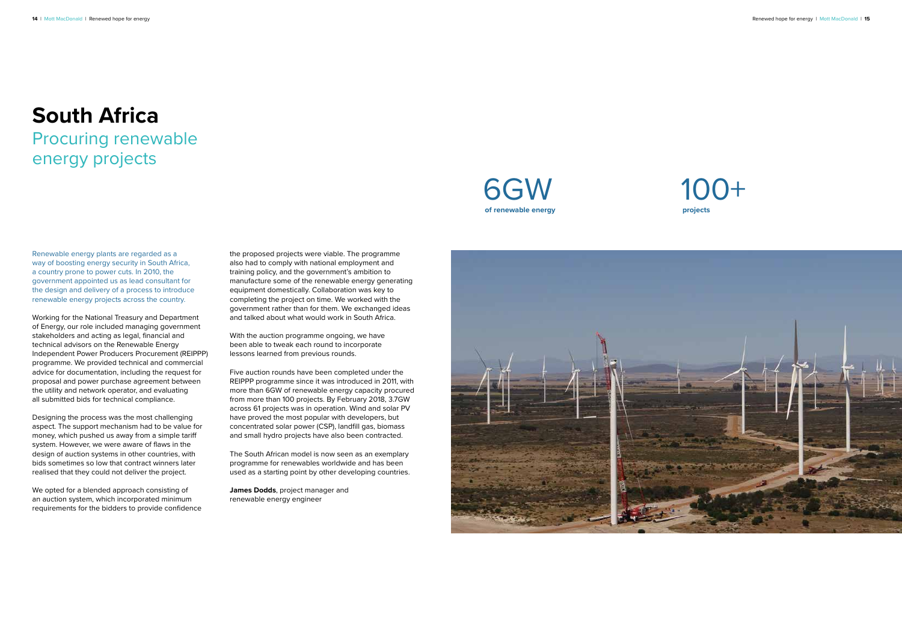# South Africa

## Procuring renewable energy projects

6GW
**of renewable energy**

100+
**projects**

Renewable energy plants are regarded as a way of boosting energy security in South Africa, a country prone to power cuts. In 2010, the government appointed us as lead consultant for the design and delivery of a process to introduce renewable energy projects across the country.

Working for the National Treasury and Department of Energy, our role included managing government stakeholders and acting as legal, financial and technical advisors on the Renewable Energy Independent Power Producers Procurement (REIPPP) programme. We provided technical and commercial advice for documentation, including the request for proposal and power purchase agreement between the utility and network operator, and evaluating all submitted bids for technical compliance.

Designing the process was the most challenging aspect. The support mechanism had to be value for money, which pushed us away from a simple tariff system. However, we were aware of flaws in the design of auction systems in other countries, with bids sometimes so low that contract winners later realised that they could not deliver the project.

We opted for a blended approach consisting of an auction system, which incorporated minimum requirements for the bidders to provide confidence the proposed projects were viable. The programme also had to comply with national employment and training policy, and the government's ambition to manufacture some of the renewable energy generating equipment domestically. Collaboration was key to completing the project on time. We worked with the government rather than for them. We exchanged ideas and talked about what would work in South Africa.

With the auction programme ongoing, we have been able to tweak each round to incorporate lessons learned from previous rounds.

Five auction rounds have been completed under the REIPPP programme since it was introduced in 2011, with more than 6GW of renewable energy capacity procured from more than 100 projects. By February 2018, 3.7GW across 61 projects was in operation. Wind and solar PV have proved the most popular with developers, but concentrated solar power (CSP), landfill gas, biomass and small hydro projects have also been contracted.

The South African model is now seen as an exemplary programme for renewables worldwide and has been used as a starting point by other developing countries.

**James Dodds**, project manager and renewable energy engineer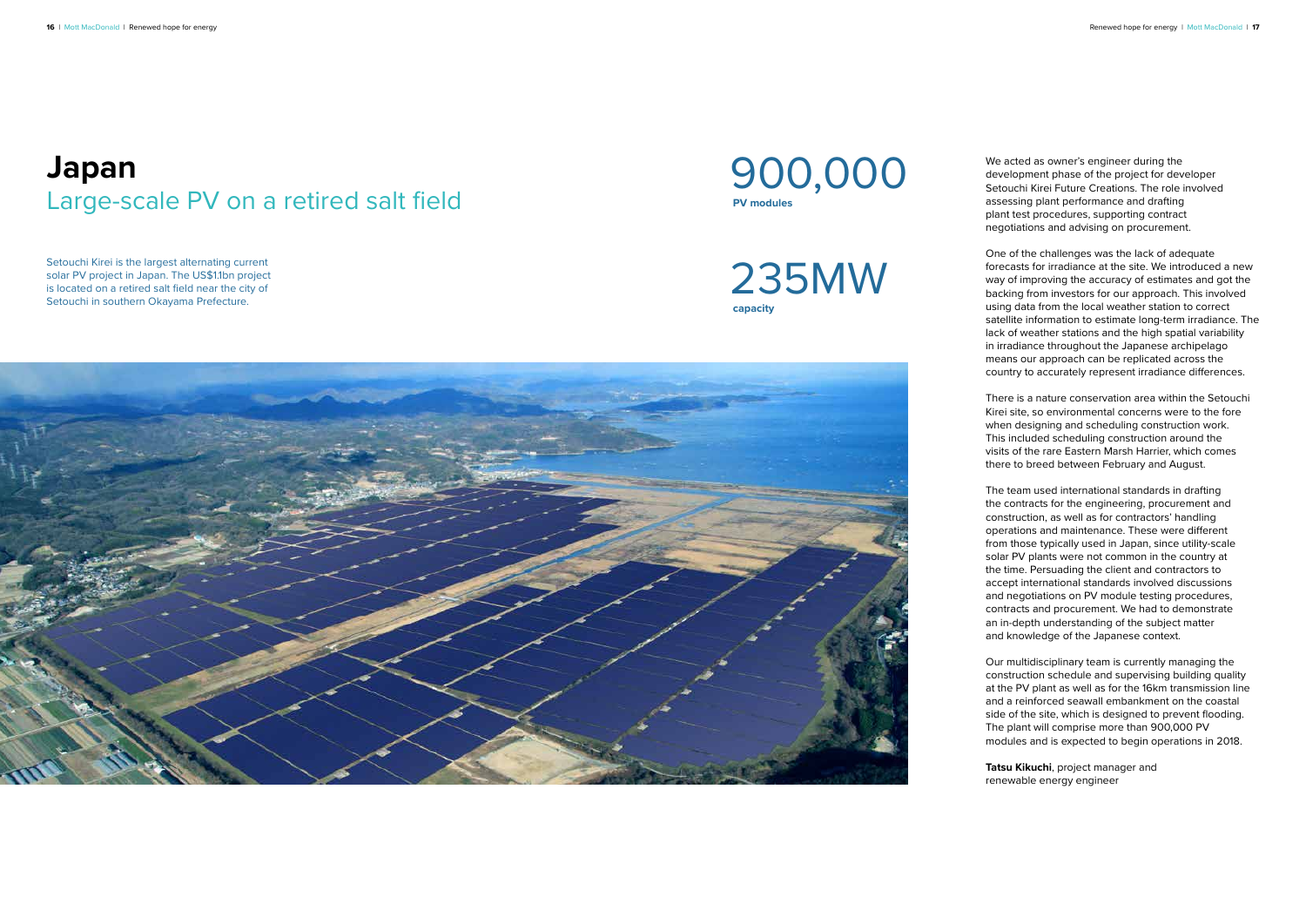# Japan

## Large-scale PV on a retired salt field

Setouchi Kirei is the largest alternating current solar PV project in Japan. The US$1.1bn project is located on a retired salt field near the city of Setouchi in southern Okayama Prefecture.

900,000
**PV modules**

235MW
**capacity**

We acted as owner's engineer during the development phase of the project for developer Setouchi Kirei Future Creations. The role involved assessing plant performance and drafting plant test procedures, supporting contract negotiations and advising on procurement.

One of the challenges was the lack of adequate forecasts for irradiance at the site. We introduced a new way of improving the accuracy of estimates and got the backing from investors for our approach. This involved using data from the local weather station to correct satellite information to estimate long-term irradiance. The lack of weather stations and the high spatial variability in irradiance throughout the Japanese archipelago means our approach can be replicated across the country to accurately represent irradiance differences.

There is a nature conservation area within the Setouchi Kirei site, so environmental concerns were to the fore when designing and scheduling construction work. This included scheduling construction around the visits of the rare Eastern Marsh Harrier, which comes there to breed between February and August.

The team used international standards in drafting the contracts for the engineering, procurement and construction, as well as for contractors' handling operations and maintenance. These were different from those typically used in Japan, since utility-scale solar PV plants were not common in the country at the time. Persuading the client and contractors to accept international standards involved discussions and negotiations on PV module testing procedures, contracts and procurement. We had to demonstrate an in-depth understanding of the subject matter and knowledge of the Japanese context.

Our multidisciplinary team is currently managing the construction schedule and supervising building quality at the PV plant as well as for the 16km transmission line and a reinforced seawall embankment on the coastal side of the site, which is designed to prevent flooding. The plant will comprise more than 900,000 PV modules and is expected to begin operations in 2018.

**Tatsu Kikuchi**, project manager and renewable energy engineer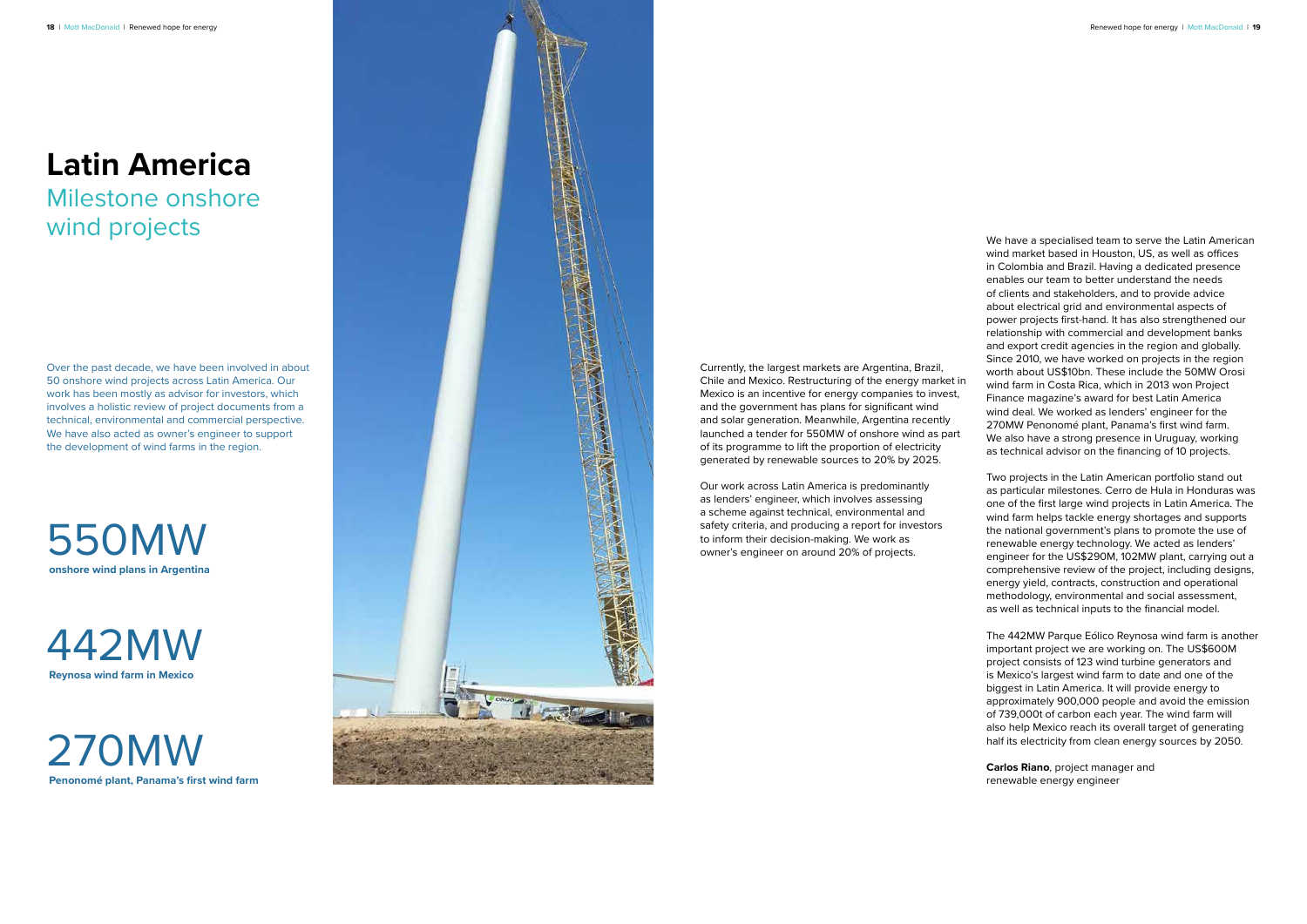# Latin America

## Milestone onshore wind projects

Over the past decade, we have been involved in about 50 onshore wind projects across Latin America. Our work has been mostly as advisor for investors, which involves a holistic review of project documents from a technical, environmental and commercial perspective. We have also acted as owner's engineer to support the development of wind farms in the region.

550MW
**onshore wind plans in Argentina**

442MW
**Reynosa wind farm in Mexico**

270MW
**Penonomé plant, Panama's first wind farm**

Currently, the largest markets are Argentina, Brazil, Chile and Mexico. Restructuring of the energy market in Mexico is an incentive for energy companies to invest, and the government has plans for significant wind and solar generation. Meanwhile, Argentina recently launched a tender for 550MW of onshore wind as part of its programme to lift the proportion of electricity generated by renewable sources to 20% by 2025.

Our work across Latin America is predominantly as lenders' engineer, which involves assessing a scheme against technical, environmental and safety criteria, and producing a report for investors to inform their decision-making. We work as owner's engineer on around 20% of projects.

We have a specialised team to serve the Latin American wind market based in Houston, US, as well as offices in Colombia and Brazil. Having a dedicated presence enables our team to better understand the needs of clients and stakeholders, and to provide advice about electrical grid and environmental aspects of power projects first-hand. It has also strengthened our relationship with commercial and development banks and export credit agencies in the region and globally. Since 2010, we have worked on projects in the region worth about US$10bn. These include the 50MW Orosi wind farm in Costa Rica, which in 2013 won Project Finance magazine's award for best Latin America wind deal. We worked as lenders' engineer for the 270MW Penonomé plant, Panama's first wind farm. We also have a strong presence in Uruguay, working as technical advisor on the financing of 10 projects.

Two projects in the Latin American portfolio stand out as particular milestones. Cerro de Hula in Honduras was one of the first large wind projects in Latin America. The wind farm helps tackle energy shortages and supports the national government's plans to promote the use of renewable energy technology. We acted as lenders' engineer for the US$290M, 102MW plant, carrying out a comprehensive review of the project, including designs, energy yield, contracts, construction and operational methodology, environmental and social assessment, as well as technical inputs to the financial model.

The 442MW Parque Eólico Reynosa wind farm is another important project we are working on. The US$600M project consists of 123 wind turbine generators and is Mexico's largest wind farm to date and one of the biggest in Latin America. It will provide energy to approximately 900,000 people and avoid the emission of 739,000t of carbon each year. The wind farm will also help Mexico reach its overall target of generating half its electricity from clean energy sources by 2050.

**Carlos Riano**, project manager and renewable energy engineer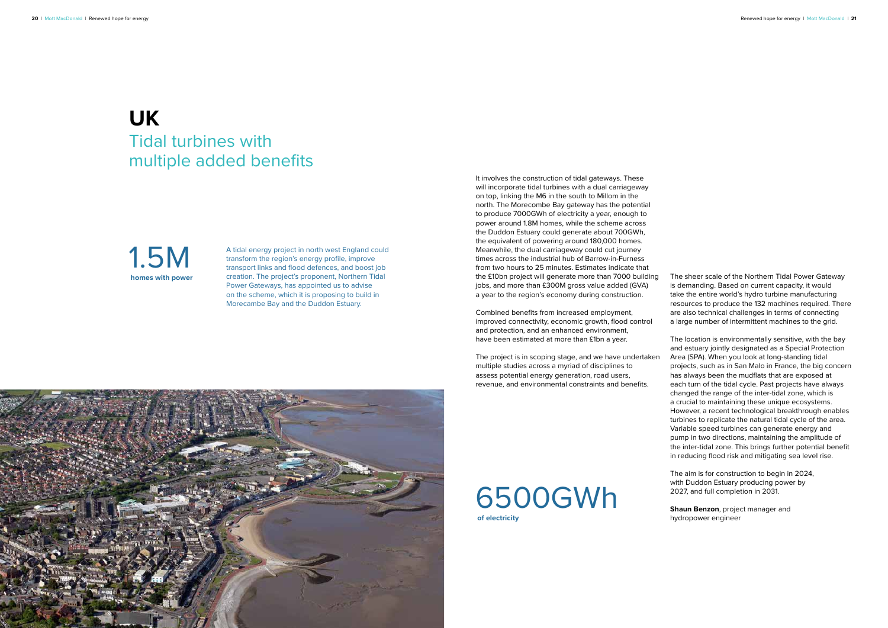# UK

## Tidal turbines with multiple added benefits

**1.5M**
**homes with power**

A tidal energy project in north west England could transform the region's energy profile, improve transport links and flood defences, and boost job creation. The project's proponent, Northern Tidal Power Gateways, has appointed us to advise on the scheme, which it is proposing to build in Morecambe Bay and the Duddon Estuary.

It involves the construction of tidal gateways. These will incorporate tidal turbines with a dual carriageway on top, linking the M6 in the south to Millom in the north. The Morecambe Bay gateway has the potential to produce 7000GWh of electricity a year, enough to power around 1.8M homes, while the scheme across the Duddon Estuary could generate about 700GWh, the equivalent of powering around 180,000 homes. Meanwhile, the dual carriageway could cut journey times across the industrial hub of Barrow-in-Furness from two hours to 25 minutes. Estimates indicate that the £10bn project will generate more than 7000 building jobs, and more than £300M gross value added (GVA) a year to the region's economy during construction.

Combined benefits from increased employment, improved connectivity, economic growth, flood control and protection, and an enhanced environment, have been estimated at more than £1bn a year.

The project is in scoping stage, and we have undertaken multiple studies across a myriad of disciplines to assess potential energy generation, road users, revenue, and environmental constraints and benefits.

**6500GWh**
**of electricity**

The sheer scale of the Northern Tidal Power Gateway is demanding. Based on current capacity, it would take the entire world's hydro turbine manufacturing resources to produce the 132 machines required. There are also technical challenges in terms of connecting a large number of intermittent machines to the grid.

The location is environmentally sensitive, with the bay and estuary jointly designated as a Special Protection Area (SPA). When you look at long-standing tidal projects, such as in San Malo in France, the big concern has always been the mudflats that are exposed at each turn of the tidal cycle. Past projects have always changed the range of the inter-tidal zone, which is a crucial to maintaining these unique ecosystems. However, a recent technological breakthrough enables turbines to replicate the natural tidal cycle of the area. Variable speed turbines can generate energy and pump in two directions, maintaining the amplitude of the inter-tidal zone. This brings further potential benefit in reducing flood risk and mitigating sea level rise.

The aim is for construction to begin in 2024, with Duddon Estuary producing power by 2027, and full completion in 2031.

**Shaun Benzon**, project manager and hydropower engineer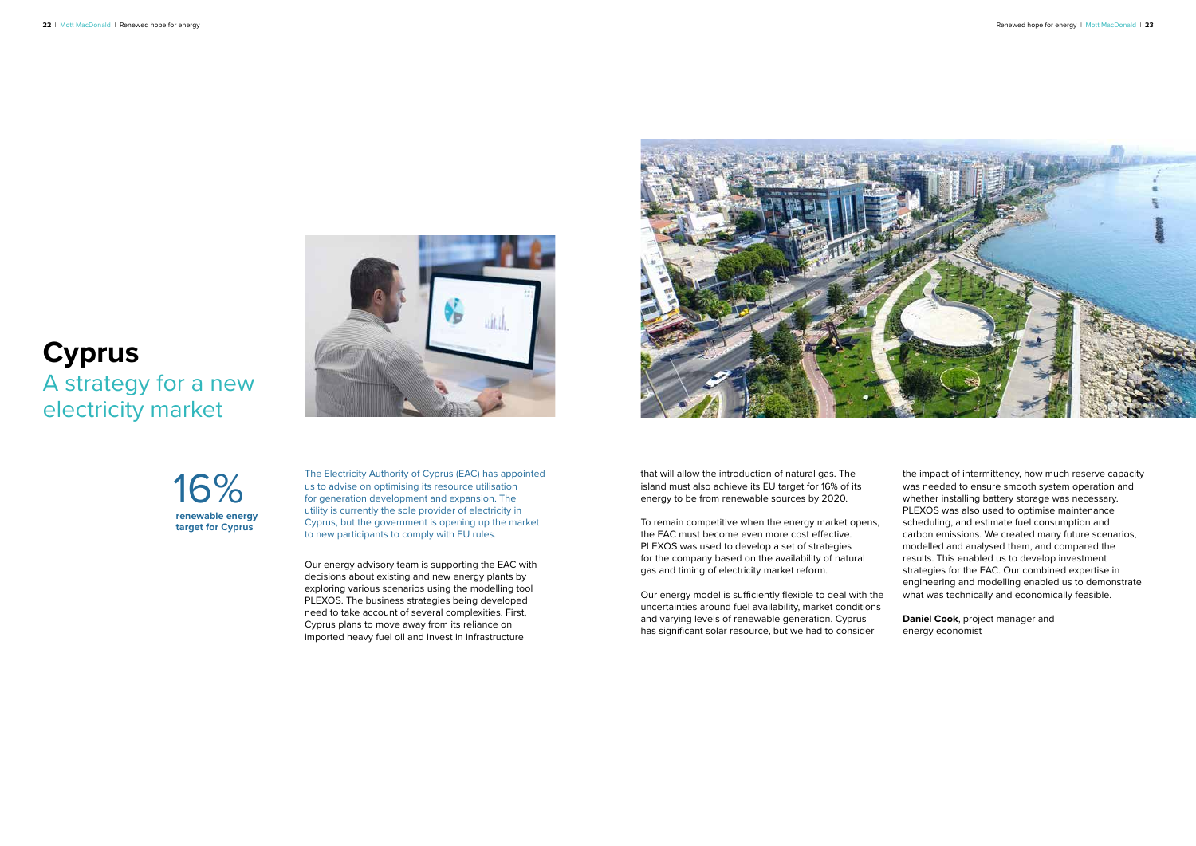# Cyprus

## A strategy for a new electricity market

16%
**renewable energy target for Cyprus**

The Electricity Authority of Cyprus (EAC) has appointed us to advise on optimising its resource utilisation for generation development and expansion. The utility is currently the sole provider of electricity in Cyprus, but the government is opening up the market to new participants to comply with EU rules.

Our energy advisory team is supporting the EAC with decisions about existing and new energy plants by exploring various scenarios using the modelling tool PLEXOS. The business strategies being developed need to take account of several complexities. First, Cyprus plans to move away from its reliance on imported heavy fuel oil and invest in infrastructure that will allow the introduction of natural gas. The island must also achieve its EU target for 16% of its energy to be from renewable sources by 2020.

To remain competitive when the energy market opens, the EAC must become even more cost effective. PLEXOS was used to develop a set of strategies for the company based on the availability of natural gas and timing of electricity market reform.

Our energy model is sufficiently flexible to deal with the uncertainties around fuel availability, market conditions and varying levels of renewable generation. Cyprus has significant solar resource, but we had to consider the impact of intermittency, how much reserve capacity was needed to ensure smooth system operation and whether installing battery storage was necessary. PLEXOS was also used to optimise maintenance scheduling, and estimate fuel consumption and carbon emissions. We created many future scenarios, modelled and analysed them, and compared the results. This enabled us to develop investment strategies for the EAC. Our combined expertise in engineering and modelling enabled us to demonstrate what was technically and economically feasible.

**Daniel Cook**, project manager and energy economist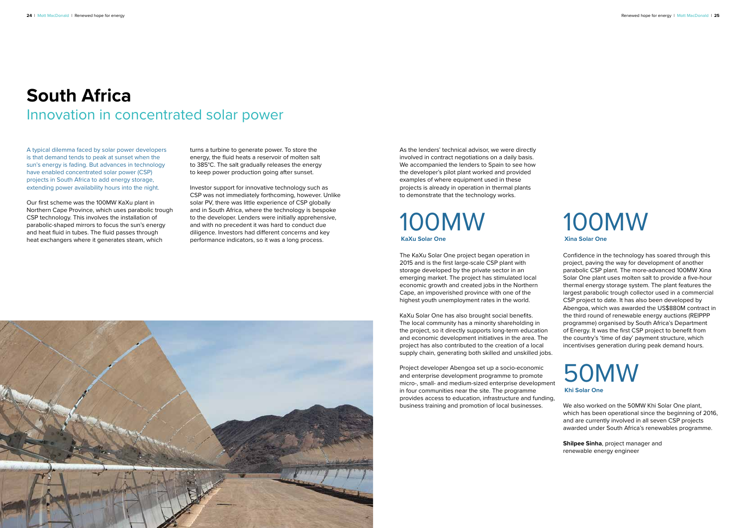# South Africa

## Innovation in concentrated solar power

A typical dilemma faced by solar power developers is that demand tends to peak at sunset when the sun's energy is fading. But advances in technology have enabled concentrated solar power (CSP) projects in South Africa to add energy storage, extending power availability hours into the night.

Our first scheme was the 100MW KaXu plant in Northern Cape Province, which uses parabolic trough CSP technology. This involves the installation of parabolic-shaped mirrors to focus the sun's energy and heat fluid in tubes. The fluid passes through heat exchangers where it generates steam, which turns a turbine to generate power. To store the energy, the fluid heats a reservoir of molten salt to 385°C. The salt gradually releases the energy to keep power production going after sunset.

Investor support for innovative technology such as CSP was not immediately forthcoming, however. Unlike solar PV, there was little experience of CSP globally and in South Africa, where the technology is bespoke to the developer. Lenders were initially apprehensive, and with no precedent it was hard to conduct due diligence. Investors had different concerns and key performance indicators, so it was a long process.

As the lenders' technical advisor, we were directly involved in contract negotiations on a daily basis. We accompanied the lenders to Spain to see how the developer's pilot plant worked and provided examples of where equipment used in these projects is already in operation in thermal plants to demonstrate that the technology works.

## 100MW

**KaXu Solar One**

The KaXu Solar One project began operation in 2015 and is the first large-scale CSP plant with storage developed by the private sector in an emerging market. The project has stimulated local economic growth and created jobs in the Northern Cape, an impoverished province with one of the highest youth unemployment rates in the world.

KaXu Solar One has also brought social benefits. The local community has a minority shareholding in the project, so it directly supports long-term education and economic development initiatives in the area. The project has also contributed to the creation of a local supply chain, generating both skilled and unskilled jobs.

Project developer Abengoa set up a socio-economic and enterprise development programme to promote micro-, small- and medium-sized enterprise development in four communities near the site. The programme provides access to education, infrastructure and funding, business training and promotion of local businesses.

## 100MW

**Xina Solar One**

Confidence in the technology has soared through this project, paving the way for development of another parabolic CSP plant. The more-advanced 100MW Xina Solar One plant uses molten salt to provide a five-hour thermal energy storage system. The plant features the largest parabolic trough collector used in a commercial CSP project to date. It has also been developed by Abengoa, which was awarded the US$880M contract in the third round of renewable energy auctions (REIPPP programme) organised by South Africa's Department of Energy. It was the first CSP project to benefit from the country's 'time of day' payment structure, which incentivises generation during peak demand hours.

## 50MW

**Khi Solar One**

We also worked on the 50MW Khi Solar One plant, which has been operational since the beginning of 2016, and are currently involved in all seven CSP projects awarded under South Africa's renewables programme.

**Shilpee Sinha**, project manager and renewable energy engineer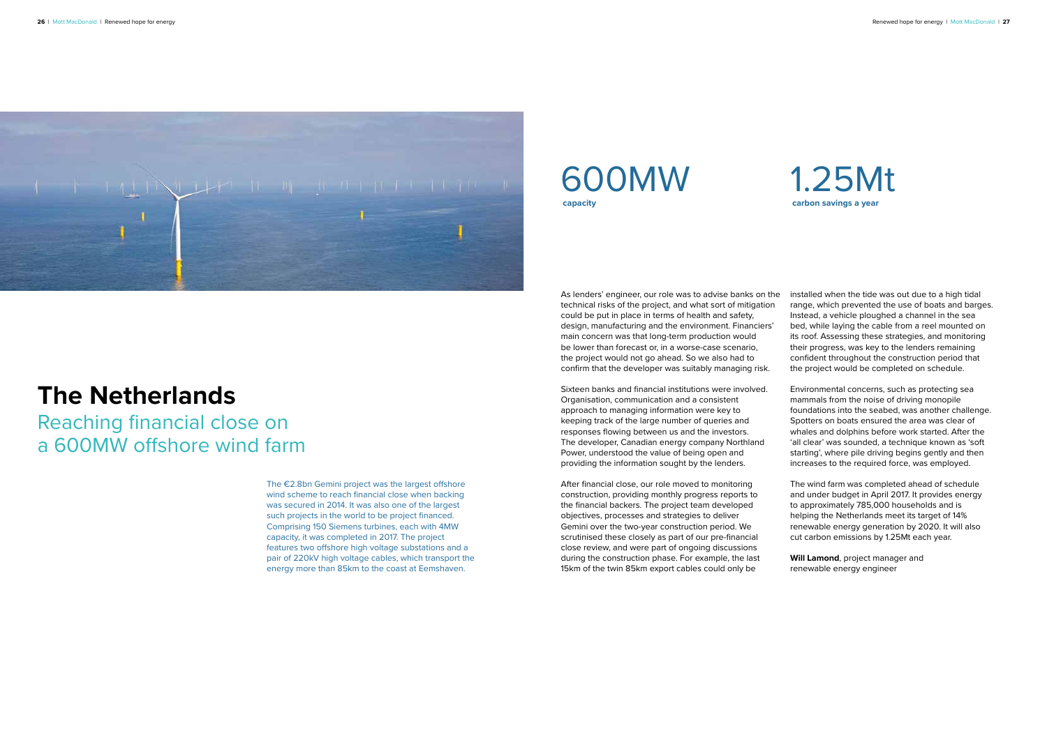# The Netherlands

## Reaching financial close on a 600MW offshore wind farm

The €2.8bn Gemini project was the largest offshore wind scheme to reach financial close when backing was secured in 2014. It was also one of the largest such projects in the world to be project financed. Comprising 150 Siemens turbines, each with 4MW capacity, it was completed in 2017. The project features two offshore high voltage substations and a pair of 220kV high voltage cables, which transport the energy more than 85km to the coast at Eemshaven.

**600MW**
**capacity**

**1.25Mt**
**carbon savings a year**

As lenders' engineer, our role was to advise banks on the technical risks of the project, and what sort of mitigation could be put in place in terms of health and safety, design, manufacturing and the environment. Financiers' main concern was that long-term production would be lower than forecast or, in a worse-case scenario, the project would not go ahead. So we also had to confirm that the developer was suitably managing risk.

Sixteen banks and financial institutions were involved. Organisation, communication and a consistent approach to managing information were key to keeping track of the large number of queries and responses flowing between us and the investors. The developer, Canadian energy company Northland Power, understood the value of being open and providing the information sought by the lenders.

After financial close, our role moved to monitoring construction, providing monthly progress reports to the financial backers. The project team developed objectives, processes and strategies to deliver Gemini over the two-year construction period. We scrutinised these closely as part of our pre-financial close review, and were part of ongoing discussions during the construction phase. For example, the last 15km of the twin 85km export cables could only be installed when the tide was out due to a high tidal range, which prevented the use of boats and barges. Instead, a vehicle ploughed a channel in the sea bed, while laying the cable from a reel mounted on its roof. Assessing these strategies, and monitoring their progress, was key to the lenders remaining confident throughout the construction period that the project would be completed on schedule.

Environmental concerns, such as protecting sea mammals from the noise of driving monopile foundations into the seabed, was another challenge. Spotters on boats ensured the area was clear of whales and dolphins before work started. After the 'all clear' was sounded, a technique known as 'soft starting', where pile driving begins gently and then increases to the required force, was employed.

The wind farm was completed ahead of schedule and under budget in April 2017. It provides energy to approximately 785,000 households and is helping the Netherlands meet its target of 14% renewable energy generation by 2020. It will also cut carbon emissions by 1.25Mt each year.

**Will Lamond**, project manager and renewable energy engineer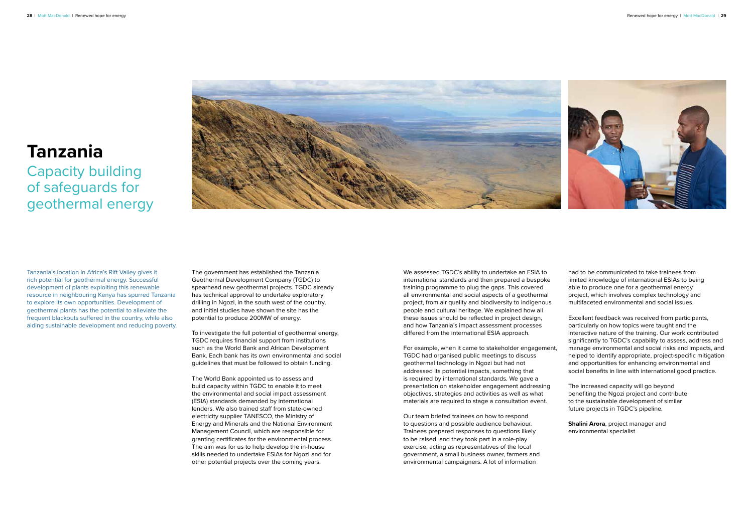# Tanzania

## Capacity building of safeguards for geothermal energy

Tanzania's location in Africa's Rift Valley gives it rich potential for geothermal energy. Successful development of plants exploiting this renewable resource in neighbouring Kenya has spurred Tanzania to explore its own opportunities. Development of geothermal plants has the potential to alleviate the frequent blackouts suffered in the country, while also aiding sustainable development and reducing poverty.

The government has established the Tanzania Geothermal Development Company (TGDC) to spearhead new geothermal projects. TGDC already has technical approval to undertake exploratory drilling in Ngozi, in the south west of the country, and initial studies have shown the site has the potential to produce 200MW of energy.

To investigate the full potential of geothermal energy, TGDC requires financial support from institutions such as the World Bank and African Development Bank. Each bank has its own environmental and social guidelines that must be followed to obtain funding.

The World Bank appointed us to assess and build capacity within TGDC to enable it to meet the environmental and social impact assessment (ESIA) standards demanded by international lenders. We also trained staff from state-owned electricity supplier TANESCO, the Ministry of Energy and Minerals and the National Environment Management Council, which are responsible for granting certificates for the environmental process. The aim was for us to help develop the in-house skills needed to undertake ESIAs for Ngozi and for other potential projects over the coming years.

We assessed TGDC's ability to undertake an ESIA to international standards and then prepared a bespoke training programme to plug the gaps. This covered all environmental and social aspects of a geothermal project, from air quality and biodiversity to indigenous people and cultural heritage. We explained how all these issues should be reflected in project design, and how Tanzania's impact assessment processes differed from the international ESIA approach.

For example, when it came to stakeholder engagement, TGDC had organised public meetings to discuss geothermal technology in Ngozi but had not addressed its potential impacts, something that is required by international standards. We gave a presentation on stakeholder engagement addressing objectives, strategies and activities as well as what materials are required to stage a consultation event.

Our team briefed trainees on how to respond to questions and possible audience behaviour. Trainees prepared responses to questions likely to be raised, and they took part in a role-play exercise, acting as representatives of the local government, a small business owner, farmers and environmental campaigners. A lot of information had to be communicated to take trainees from limited knowledge of international ESIAs to being able to produce one for a geothermal energy project, which involves complex technology and multifaceted environmental and social issues.

Excellent feedback was received from participants, particularly on how topics were taught and the interactive nature of the training. Our work contributed significantly to TGDC's capability to assess, address and manage environmental and social risks and impacts, and helped to identify appropriate, project-specific mitigation and opportunities for enhancing environmental and social benefits in line with international good practice.

The increased capacity will go beyond benefiting the Ngozi project and contribute to the sustainable development of similar future projects in TGDC's pipeline.

**Shalini Arora**, project manager and environmental specialist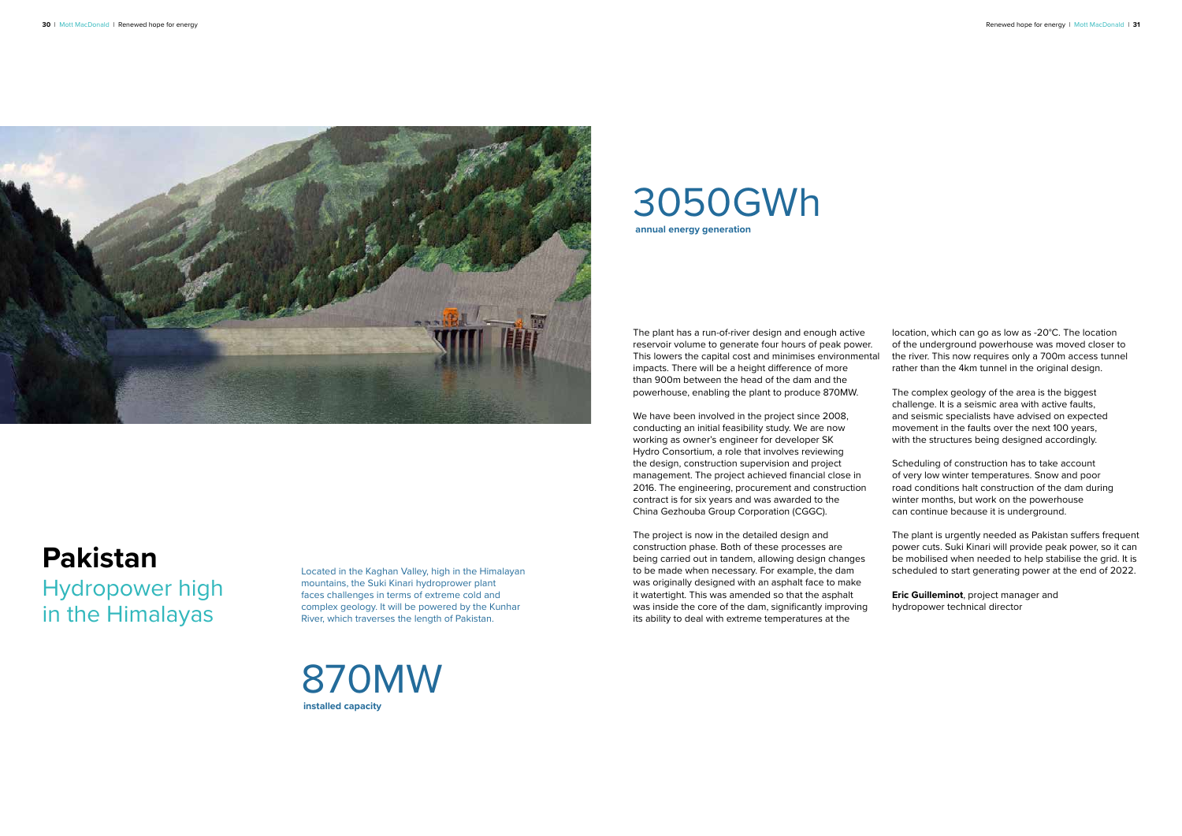# Pakistan

## Hydropower high in the Himalayas

Located in the Kaghan Valley, high in the Himalayan mountains, the Suki Kinari hydroprower plant faces challenges in terms of extreme cold and complex geology. It will be powered by the Kunhar River, which traverses the length of Pakistan.

870MW

**installed capacity**

3050GWh

**annual energy generation**

The plant has a run-of-river design and enough active reservoir volume to generate four hours of peak power. This lowers the capital cost and minimises environmental impacts. There will be a height difference of more than 900m between the head of the dam and the powerhouse, enabling the plant to produce 870MW.

We have been involved in the project since 2008, conducting an initial feasibility study. We are now working as owner's engineer for developer SK Hydro Consortium, a role that involves reviewing the design, construction supervision and project management. The project achieved financial close in 2016. The engineering, procurement and construction contract is for six years and was awarded to the China Gezhouba Group Corporation (CGGC).

The project is now in the detailed design and construction phase. Both of these processes are being carried out in tandem, allowing design changes to be made when necessary. For example, the dam was originally designed with an asphalt face to make it watertight. This was amended so that the asphalt was inside the core of the dam, significantly improving its ability to deal with extreme temperatures at the location, which can go as low as -20°C. The location of the underground powerhouse was moved closer to the river. This now requires only a 700m access tunnel rather than the 4km tunnel in the original design.

The complex geology of the area is the biggest challenge. It is a seismic area with active faults, and seismic specialists have advised on expected movement in the faults over the next 100 years, with the structures being designed accordingly.

Scheduling of construction has to take account of very low winter temperatures. Snow and poor road conditions halt construction of the dam during winter months, but work on the powerhouse can continue because it is underground.

The plant is urgently needed as Pakistan suffers frequent power cuts. Suki Kinari will provide peak power, so it can be mobilised when needed to help stabilise the grid. It is scheduled to start generating power at the end of 2022.

**Eric Guilleminot**, project manager and hydropower technical director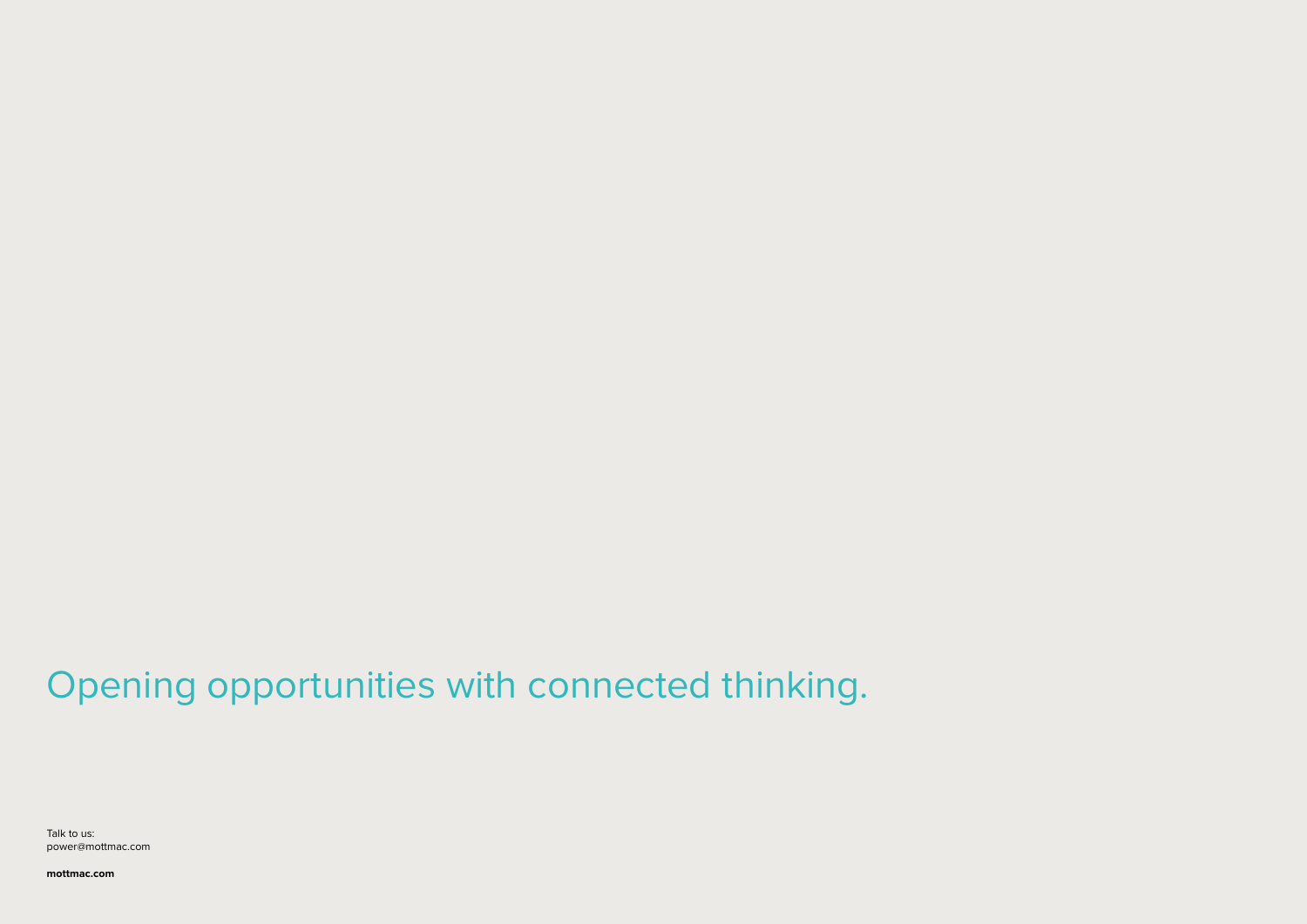Opening opportunities with connected thinking.

Talk to us:
power@mottmac.com

**mottmac.com**